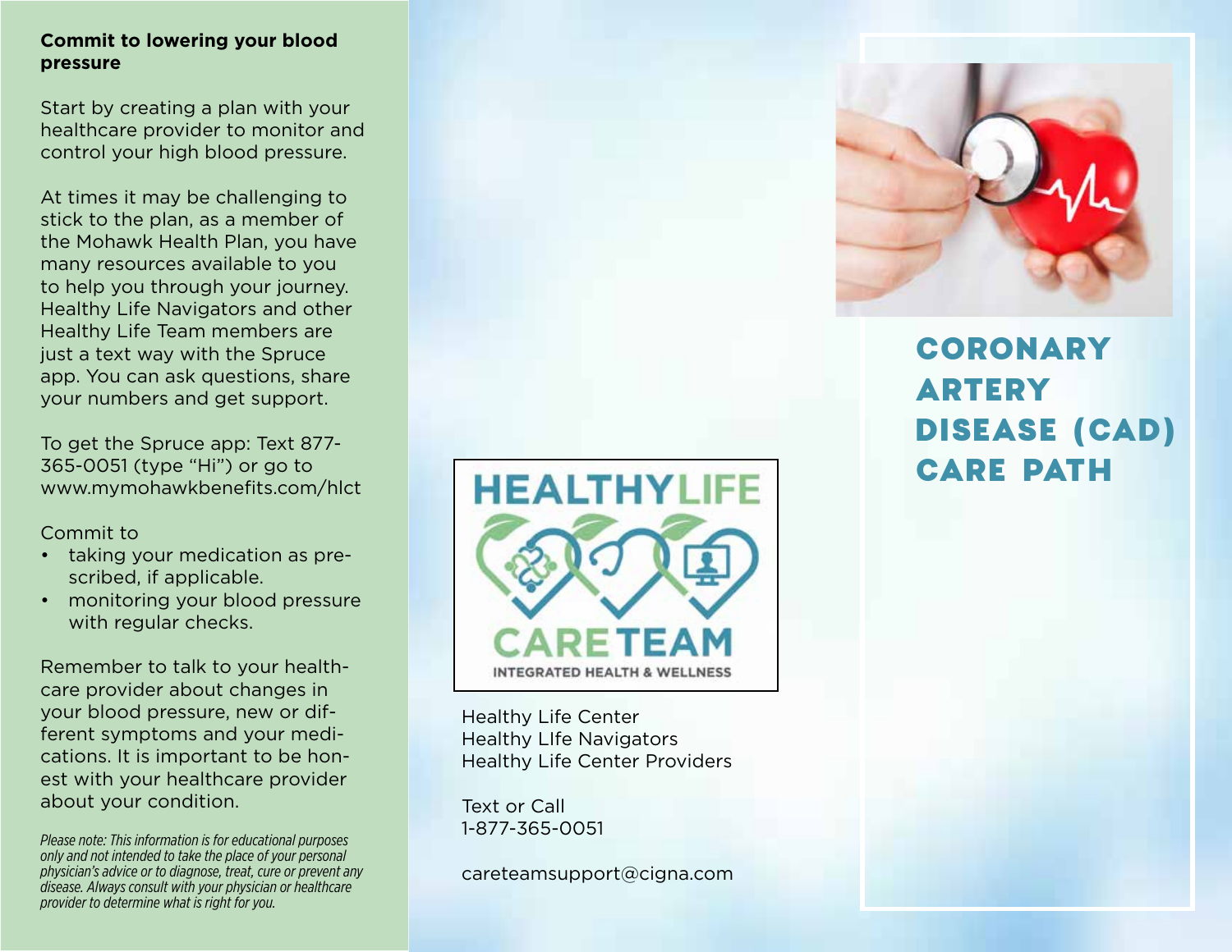**Commit to lowering your blood pressure**

Start by creating a plan with your healthcare provider to monitor and control your high blood pressure.

At times it may be challenging to stick to the plan, as a member of the Mohawk Health Plan, you have many resources available to you to help you through your journey. Healthy Life Navigators and other Healthy Life Team members are just a text way with the Spruce app. You can ask questions, share your numbers and get support.

To get the Spruce app: Text 877-365-0051 (type "Hi") or go to www.mymohawkbenefits.com/hlct

Commit to

- taking your medication as prescribed, if applicable.
- monitoring your blood pressure with regular checks.

Remember to talk to your healthcare provider about changes in your blood pressure, new or different symptoms and your medications. It is important to be honest with your healthcare provider about your condition.

*Please note: This information is for educational purposes only and not intended to take the place of your personal physician's advice or to diagnose, treat, cure or prevent any disease. Always consult with your physician or healthcare provider to determine what is right for you.*

HEALTHYLIFE CARETEAM
INTEGRATED HEALTH & WELLNESS

Healthy Life Center
Healthy LIfe Navigators
Healthy Life Center Providers

Text or Call
1-877-365-0051

careteamsupport@cigna.com

# CORONARY ARTERY DISEASE (CAD) CARE PATH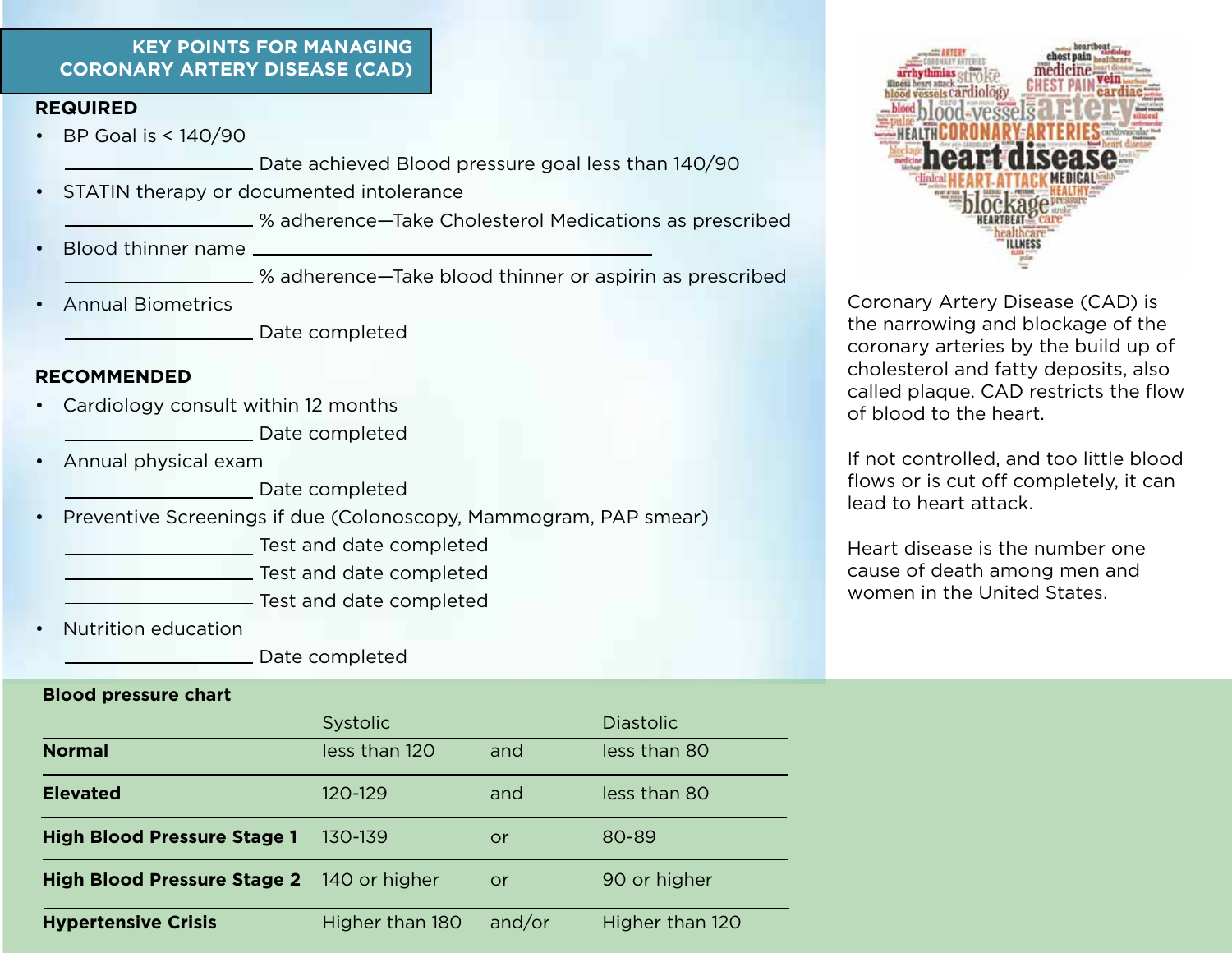## KEY POINTS FOR MANAGING CORONARY ARTERY DISEASE (CAD)

**REQUIRED**

- BP Goal is < 140/90
  
  ____________________ Date achieved Blood pressure goal less than 140/90
- STATIN therapy or documented intolerance
  
  ____________________ % adherence—Take Cholesterol Medications as prescribed
- Blood thinner name ________________________________________
  
  ____________________ % adherence—Take blood thinner or aspirin as prescribed
- Annual Biometrics
  
  ____________________ Date completed

**RECOMMENDED**

- Cardiology consult within 12 months
  
  ____________________ Date completed
- Annual physical exam
  
  ____________________ Date completed
- Preventive Screenings if due (Colonoscopy, Mammogram, PAP smear)
  
  ____________________ Test and date completed
  
  ____________________ Test and date completed
  
  ____________________ Test and date completed
- Nutrition education
  
  ____________________ Date completed

Coronary Artery Disease (CAD) is the narrowing and blockage of the coronary arteries by the build up of cholesterol and fatty deposits, also called plaque. CAD restricts the flow of blood to the heart.

If not controlled, and too little blood flows or is cut off completely, it can lead to heart attack.

Heart disease is the number one cause of death among men and women in the United States.

**Blood pressure chart**

| | Systolic | | Diastolic |
|---|---|---|---|
| **Normal** | less than 120 | and | less than 80 |
| **Elevated** | 120-129 | and | less than 80 |
| **High Blood Pressure Stage 1** | 130-139 | or | 80-89 |
| **High Blood Pressure Stage 2** | 140 or higher | or | 90 or higher |
| **Hypertensive Crisis** | Higher than 180 | and/or | Higher than 120 |